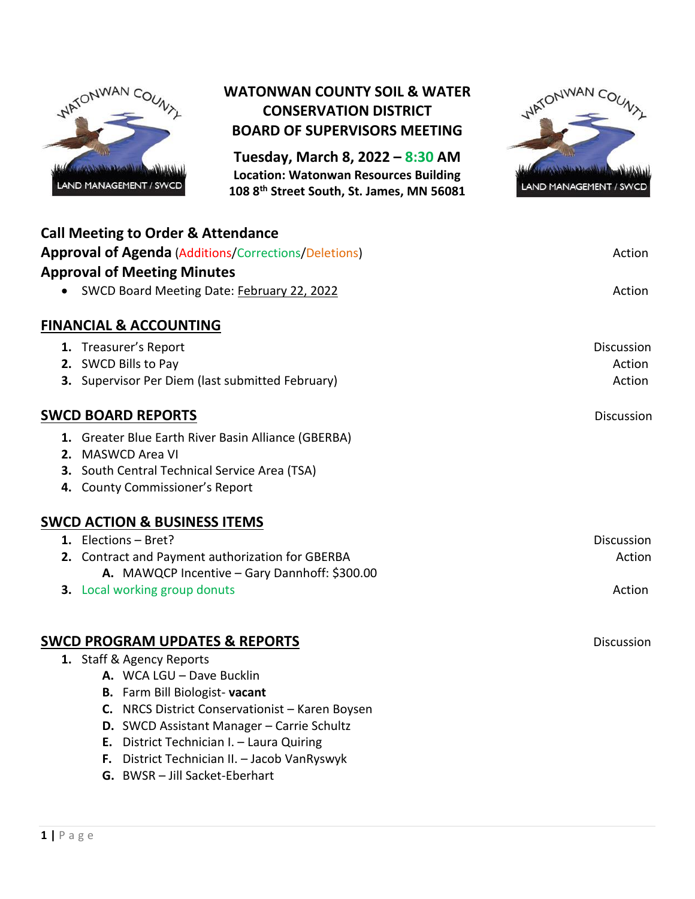# WATONWAN COUNTY SOIL & WATER CONSERVATION DISTRICT BOARD OF SUPERVISORS MEETING

**Tuesday, March 8, 2022 – 8:30 AM**
**Location: Watonwan Resources Building**
**108 8th Street South, St. James, MN 56081**

## Call Meeting to Order & Attendance

## Approval of Agenda (Additions/Corrections/Deletions) — Action

## Approval of Meeting Minutes

- SWCD Board Meeting Date: February 22, 2022 — Action

## FINANCIAL & ACCOUNTING

1. Treasurer's Report — Discussion
2. SWCD Bills to Pay — Action
3. Supervisor Per Diem (last submitted February) — Action

## SWCD BOARD REPORTS — Discussion

1. Greater Blue Earth River Basin Alliance (GBERBA)
2. MASWCD Area VI
3. South Central Technical Service Area (TSA)
4. County Commissioner's Report

## SWCD ACTION & BUSINESS ITEMS

1. Elections – Bret? — Discussion
2. Contract and Payment authorization for GBERBA — Action
   - A. MAWQCP Incentive – Gary Dannhoff: $300.00
3. Local working group donuts — Action

## SWCD PROGRAM UPDATES & REPORTS — Discussion

1. Staff & Agency Reports
   - A. WCA LGU – Dave Bucklin
   - B. Farm Bill Biologist- **vacant**
   - C. NRCS District Conservationist – Karen Boysen
   - D. SWCD Assistant Manager – Carrie Schultz
   - E. District Technician I. – Laura Quiring
   - F. District Technician II. – Jacob VanRyswyk
   - G. BWSR – Jill Sacket-Eberhart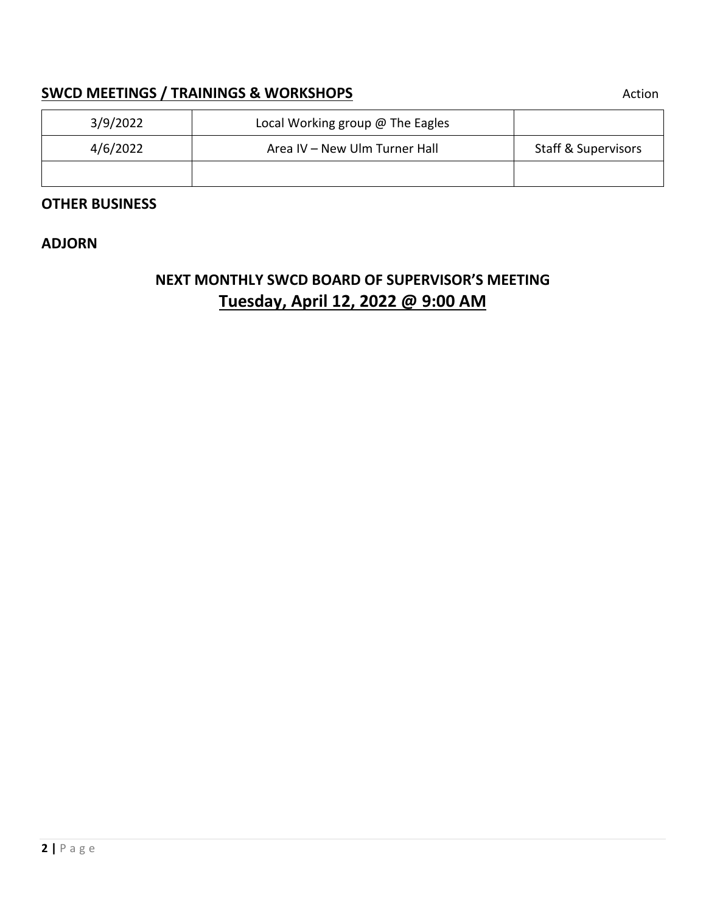## SWCD MEETINGS / TRAININGS & WORKSHOPS

Action

| | | |
|---|---|---|
| 3/9/2022 | Local Working group @ The Eagles | |
| 4/6/2022 | Area IV – New Ulm Turner Hall | Staff & Supervisors |
| | | |

## OTHER BUSINESS

## ADJORN

## NEXT MONTHLY SWCD BOARD OF SUPERVISOR'S MEETING
## Tuesday, April 12, 2022 @ 9:00 AM